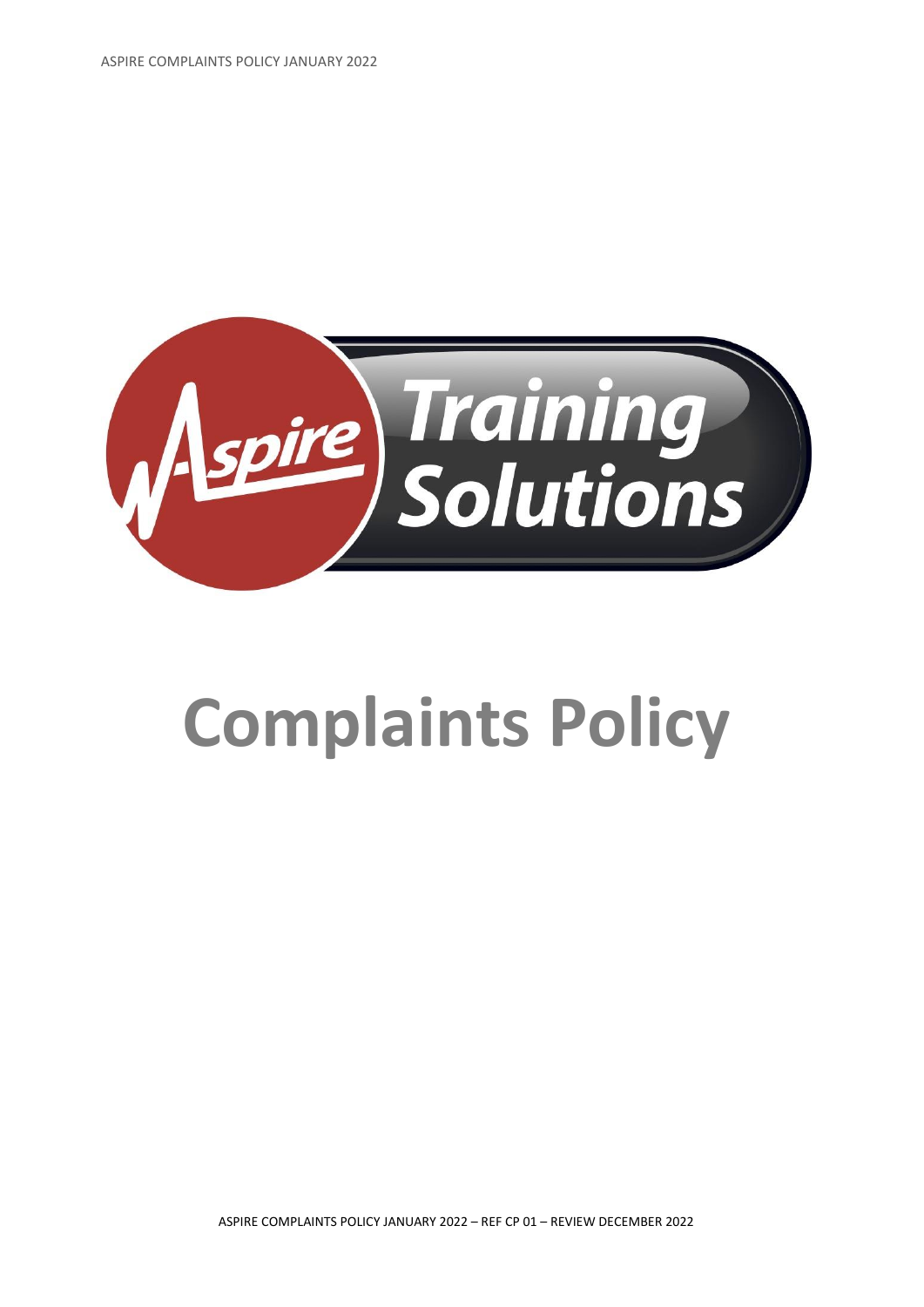# Complaints Policy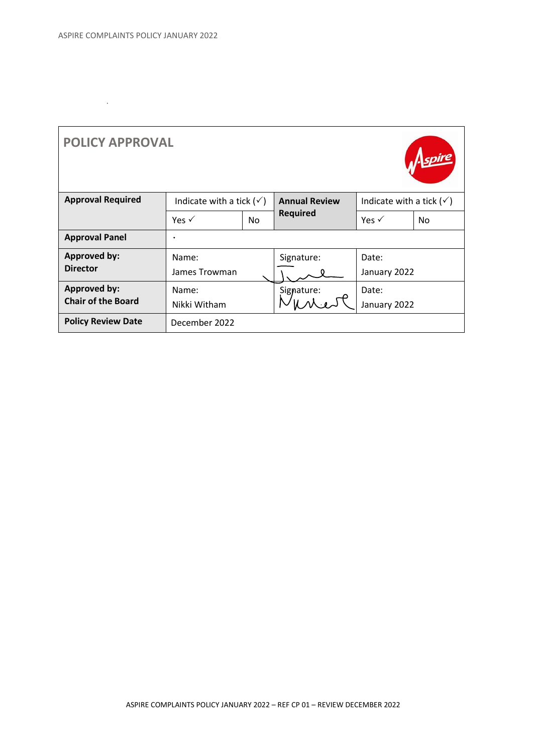| POLICY APPROVAL | | | | | |
|---|---|---|---|---|---|
| **Approval Required** | Indicate with a tick (✓) | | **Annual Review Required** | Indicate with a tick (✓) | |
| | Yes ✓ | No | | Yes ✓ | No |
| **Approval Panel** | • | | | | |
| **Approved by: Director** | Name: James Trowman | | Signature: | Date: January 2022 | |
| **Approved by: Chair of the Board** | Name: Nikki Witham | | Signature: | Date: January 2022 | |
| **Policy Review Date** | December 2022 | | | | |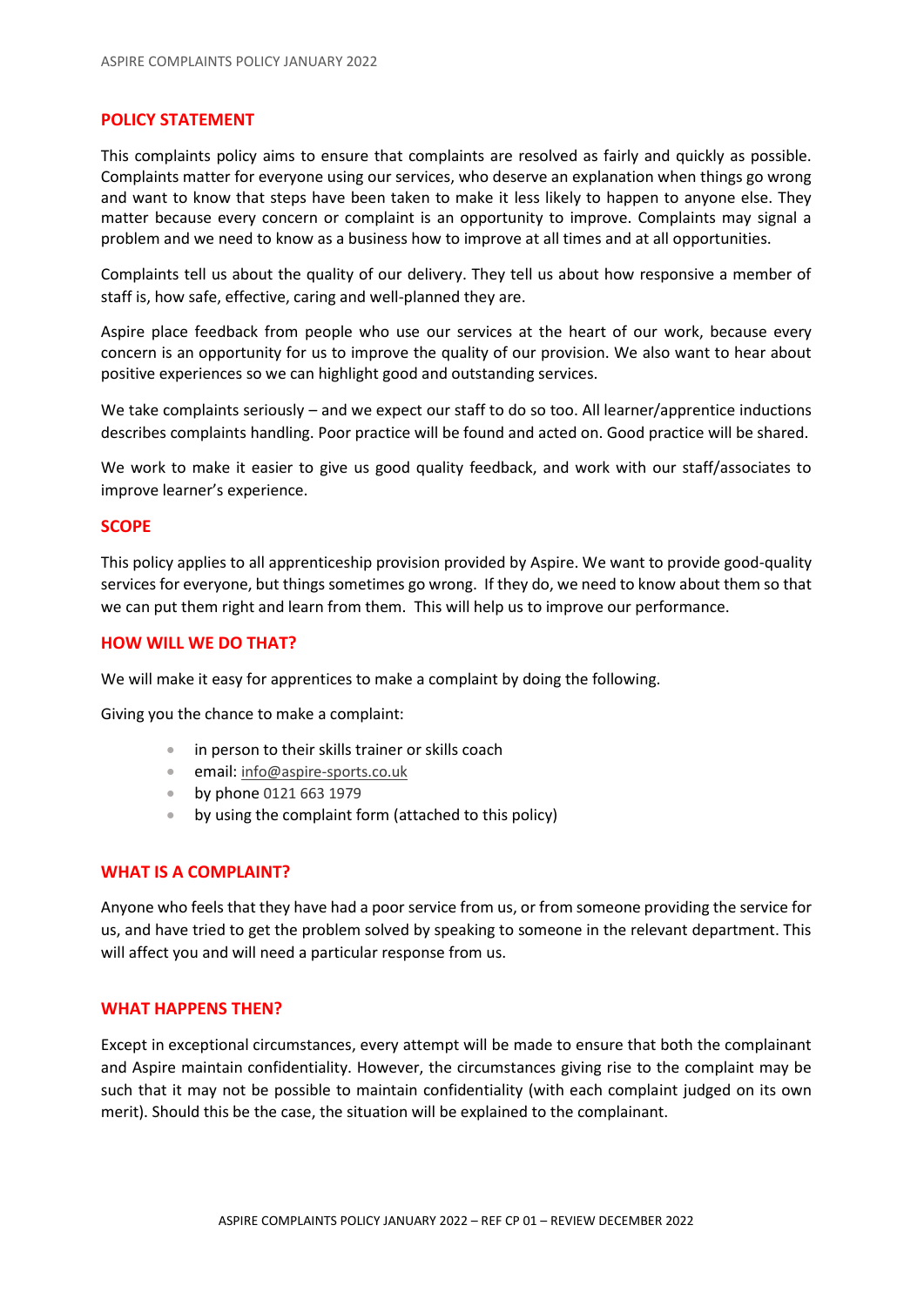## POLICY STATEMENT

This complaints policy aims to ensure that complaints are resolved as fairly and quickly as possible. Complaints matter for everyone using our services, who deserve an explanation when things go wrong and want to know that steps have been taken to make it less likely to happen to anyone else. They matter because every concern or complaint is an opportunity to improve. Complaints may signal a problem and we need to know as a business how to improve at all times and at all opportunities.

Complaints tell us about the quality of our delivery. They tell us about how responsive a member of staff is, how safe, effective, caring and well-planned they are.

Aspire place feedback from people who use our services at the heart of our work, because every concern is an opportunity for us to improve the quality of our provision. We also want to hear about positive experiences so we can highlight good and outstanding services.

We take complaints seriously – and we expect our staff to do so too. All learner/apprentice inductions describes complaints handling. Poor practice will be found and acted on. Good practice will be shared.

We work to make it easier to give us good quality feedback, and work with our staff/associates to improve learner's experience.

## SCOPE

This policy applies to all apprenticeship provision provided by Aspire. We want to provide good-quality services for everyone, but things sometimes go wrong. If they do, we need to know about them so that we can put them right and learn from them. This will help us to improve our performance.

## HOW WILL WE DO THAT?

We will make it easy for apprentices to make a complaint by doing the following.

Giving you the chance to make a complaint:

- in person to their skills trainer or skills coach
- email: info@aspire-sports.co.uk
- by phone 0121 663 1979
- by using the complaint form (attached to this policy)

## WHAT IS A COMPLAINT?

Anyone who feels that they have had a poor service from us, or from someone providing the service for us, and have tried to get the problem solved by speaking to someone in the relevant department. This will affect you and will need a particular response from us.

## WHAT HAPPENS THEN?

Except in exceptional circumstances, every attempt will be made to ensure that both the complainant and Aspire maintain confidentiality. However, the circumstances giving rise to the complaint may be such that it may not be possible to maintain confidentiality (with each complaint judged on its own merit). Should this be the case, the situation will be explained to the complainant.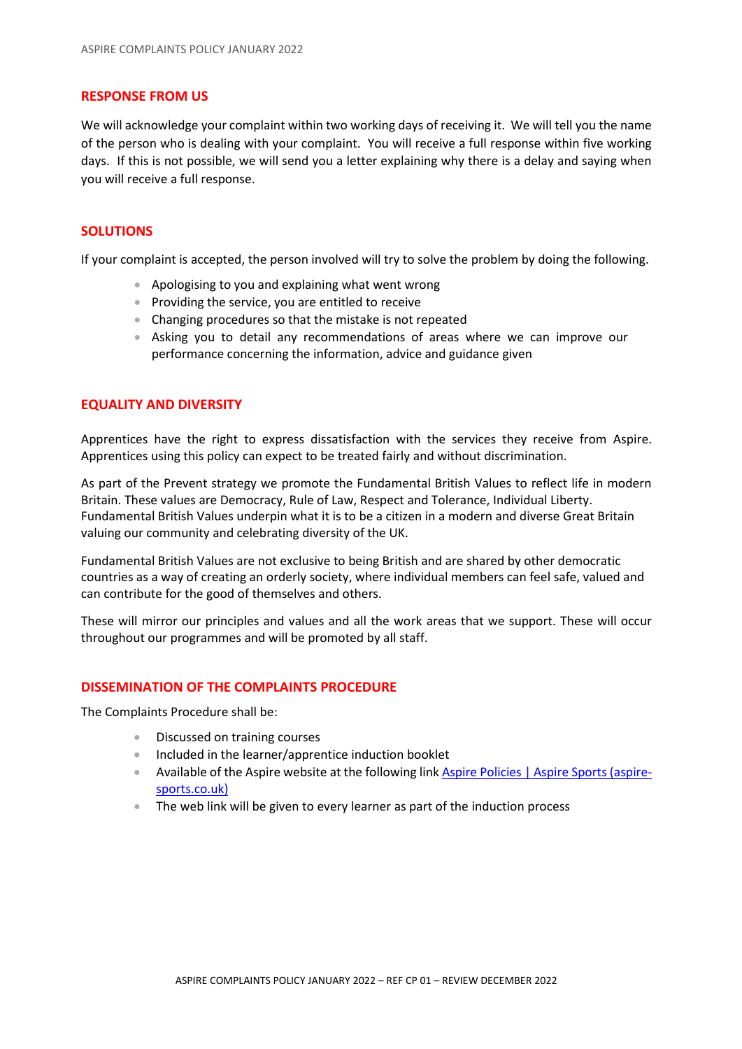## RESPONSE FROM US

We will acknowledge your complaint within two working days of receiving it. We will tell you the name of the person who is dealing with your complaint. You will receive a full response within five working days. If this is not possible, we will send you a letter explaining why there is a delay and saying when you will receive a full response.

## SOLUTIONS

If your complaint is accepted, the person involved will try to solve the problem by doing the following.

- Apologising to you and explaining what went wrong
- Providing the service, you are entitled to receive
- Changing procedures so that the mistake is not repeated
- Asking you to detail any recommendations of areas where we can improve our performance concerning the information, advice and guidance given

## EQUALITY AND DIVERSITY

Apprentices have the right to express dissatisfaction with the services they receive from Aspire. Apprentices using this policy can expect to be treated fairly and without discrimination.

As part of the Prevent strategy we promote the Fundamental British Values to reflect life in modern Britain. These values are Democracy, Rule of Law, Respect and Tolerance, Individual Liberty. Fundamental British Values underpin what it is to be a citizen in a modern and diverse Great Britain valuing our community and celebrating diversity of the UK.

Fundamental British Values are not exclusive to being British and are shared by other democratic countries as a way of creating an orderly society, where individual members can feel safe, valued and can contribute for the good of themselves and others.

These will mirror our principles and values and all the work areas that we support. These will occur throughout our programmes and will be promoted by all staff.

## DISSEMINATION OF THE COMPLAINTS PROCEDURE

The Complaints Procedure shall be:

- Discussed on training courses
- Included in the learner/apprentice induction booklet
- Available of the Aspire website at the following link [Aspire Policies | Aspire Sports (aspire-sports.co.uk)]
- The web link will be given to every learner as part of the induction process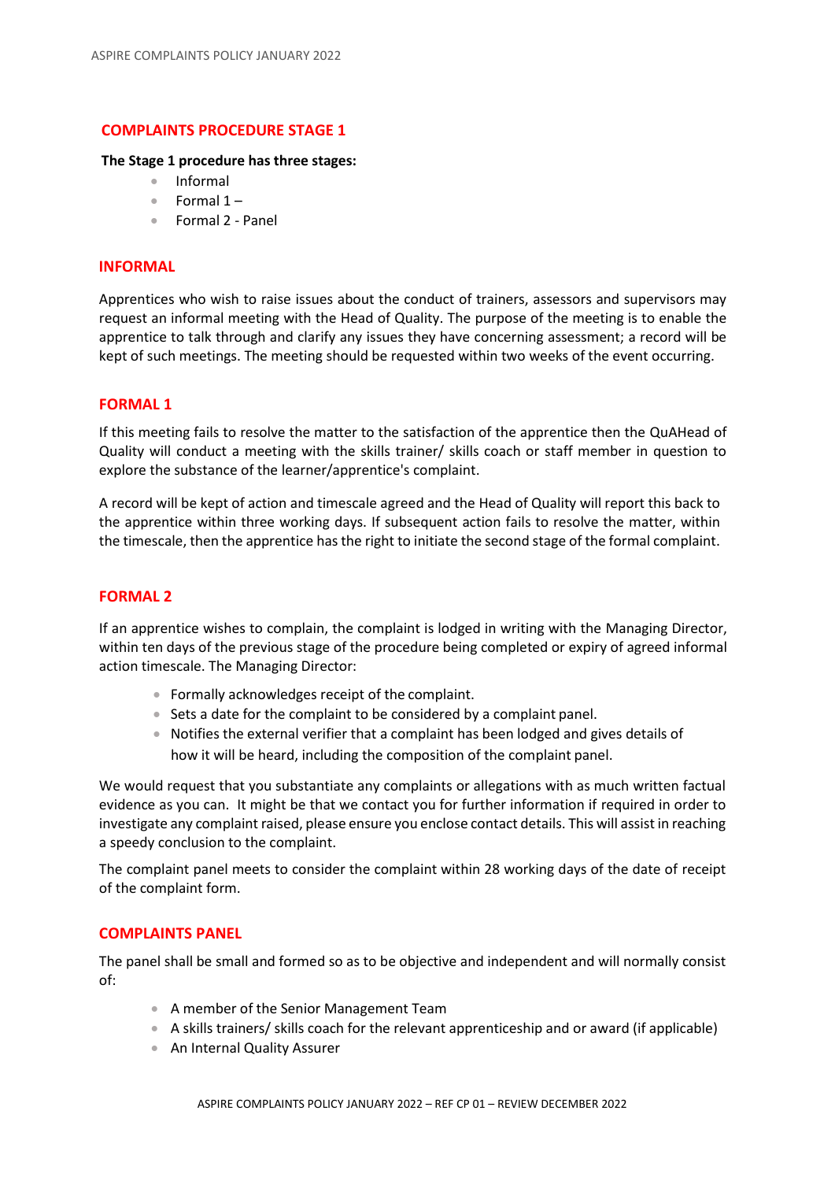## COMPLAINTS PROCEDURE STAGE 1

**The Stage 1 procedure has three stages:**

- Informal
- Formal 1 –
- Formal 2 - Panel

## INFORMAL

Apprentices who wish to raise issues about the conduct of trainers, assessors and supervisors may request an informal meeting with the Head of Quality. The purpose of the meeting is to enable the apprentice to talk through and clarify any issues they have concerning assessment; a record will be kept of such meetings. The meeting should be requested within two weeks of the event occurring.

## FORMAL 1

If this meeting fails to resolve the matter to the satisfaction of the apprentice then the QuAHead of Quality will conduct a meeting with the skills trainer/ skills coach or staff member in question to explore the substance of the learner/apprentice's complaint.

A record will be kept of action and timescale agreed and the Head of Quality will report this back to the apprentice within three working days. If subsequent action fails to resolve the matter, within the timescale, then the apprentice has the right to initiate the second stage of the formal complaint.

## FORMAL 2

If an apprentice wishes to complain, the complaint is lodged in writing with the Managing Director, within ten days of the previous stage of the procedure being completed or expiry of agreed informal action timescale. The Managing Director:

- Formally acknowledges receipt of the complaint.
- Sets a date for the complaint to be considered by a complaint panel.
- Notifies the external verifier that a complaint has been lodged and gives details of how it will be heard, including the composition of the complaint panel.

We would request that you substantiate any complaints or allegations with as much written factual evidence as you can. It might be that we contact you for further information if required in order to investigate any complaint raised, please ensure you enclose contact details. This will assist in reaching a speedy conclusion to the complaint.

The complaint panel meets to consider the complaint within 28 working days of the date of receipt of the complaint form.

## COMPLAINTS PANEL

The panel shall be small and formed so as to be objective and independent and will normally consist of:

- A member of the Senior Management Team
- A skills trainers/ skills coach for the relevant apprenticeship and or award (if applicable)
- An Internal Quality Assurer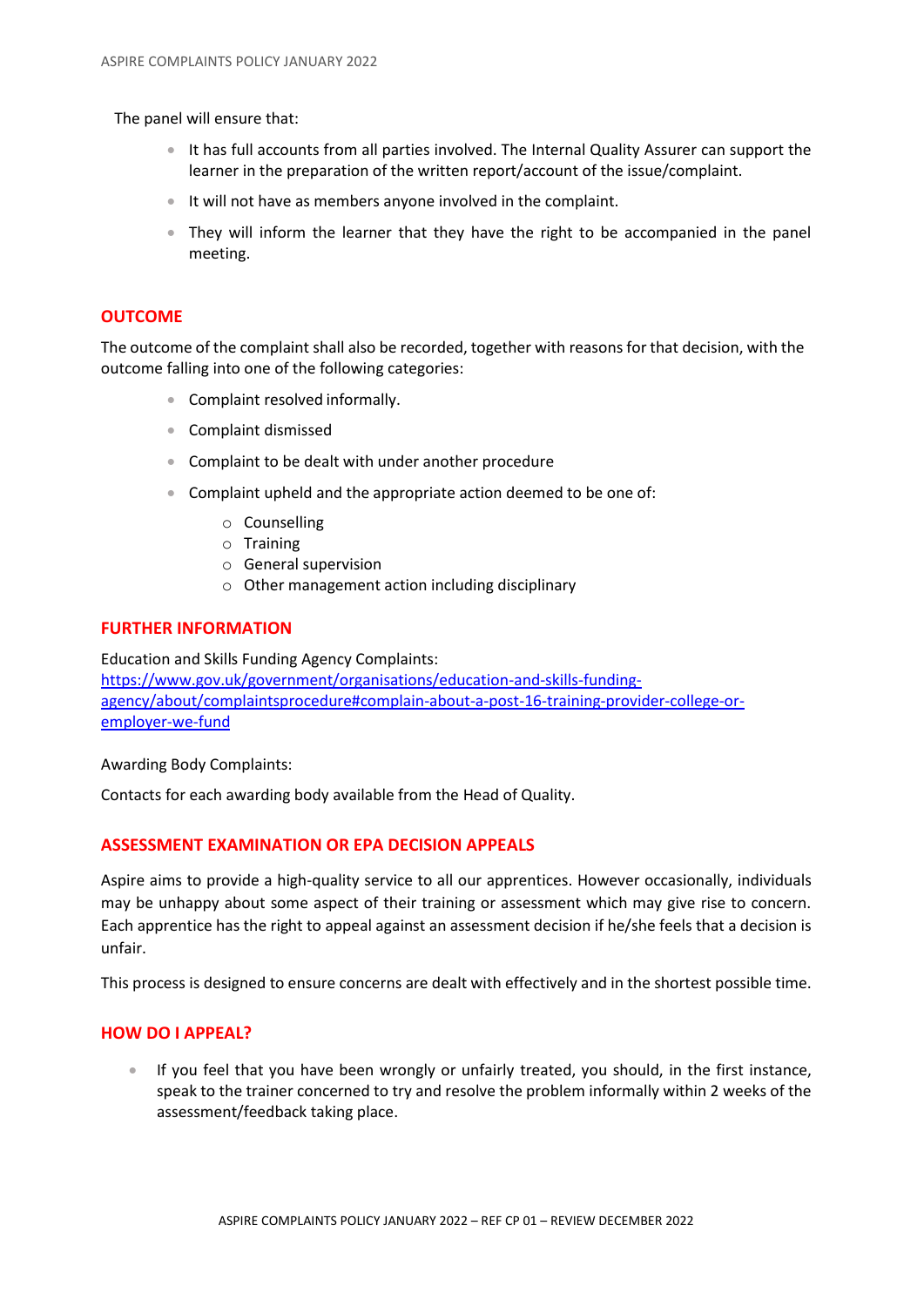The panel will ensure that:

- It has full accounts from all parties involved. The Internal Quality Assurer can support the learner in the preparation of the written report/account of the issue/complaint.
- It will not have as members anyone involved in the complaint.
- They will inform the learner that they have the right to be accompanied in the panel meeting.

## OUTCOME

The outcome of the complaint shall also be recorded, together with reasons for that decision, with the outcome falling into one of the following categories:

- Complaint resolved informally.
- Complaint dismissed
- Complaint to be dealt with under another procedure
- Complaint upheld and the appropriate action deemed to be one of:
  - Counselling
  - Training
  - General supervision
  - Other management action including disciplinary

## FURTHER INFORMATION

Education and Skills Funding Agency Complaints:
[https://www.gov.uk/government/organisations/education-and-skills-funding-agency/about/complaintsprocedure#complain-about-a-post-16-training-provider-college-or-employer-we-fund](https://www.gov.uk/government/organisations/education-and-skills-funding-agency/about/complaintsprocedure#complain-about-a-post-16-training-provider-college-or-employer-we-fund)

Awarding Body Complaints:

Contacts for each awarding body available from the Head of Quality.

## ASSESSMENT EXAMINATION OR EPA DECISION APPEALS

Aspire aims to provide a high-quality service to all our apprentices. However occasionally, individuals may be unhappy about some aspect of their training or assessment which may give rise to concern. Each apprentice has the right to appeal against an assessment decision if he/she feels that a decision is unfair.

This process is designed to ensure concerns are dealt with effectively and in the shortest possible time.

## HOW DO I APPEAL?

- If you feel that you have been wrongly or unfairly treated, you should, in the first instance, speak to the trainer concerned to try and resolve the problem informally within 2 weeks of the assessment/feedback taking place.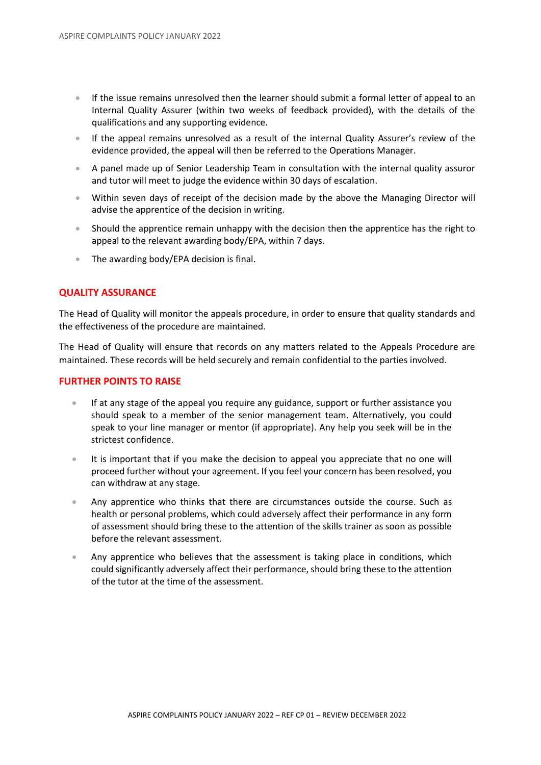- If the issue remains unresolved then the learner should submit a formal letter of appeal to an Internal Quality Assurer (within two weeks of feedback provided), with the details of the qualifications and any supporting evidence.
- If the appeal remains unresolved as a result of the internal Quality Assurer's review of the evidence provided, the appeal will then be referred to the Operations Manager.
- A panel made up of Senior Leadership Team in consultation with the internal quality assuror and tutor will meet to judge the evidence within 30 days of escalation.
- Within seven days of receipt of the decision made by the above the Managing Director will advise the apprentice of the decision in writing.
- Should the apprentice remain unhappy with the decision then the apprentice has the right to appeal to the relevant awarding body/EPA, within 7 days.
- The awarding body/EPA decision is final.

## QUALITY ASSURANCE

The Head of Quality will monitor the appeals procedure, in order to ensure that quality standards and the effectiveness of the procedure are maintained.

The Head of Quality will ensure that records on any matters related to the Appeals Procedure are maintained. These records will be held securely and remain confidential to the parties involved.

## FURTHER POINTS TO RAISE

- If at any stage of the appeal you require any guidance, support or further assistance you should speak to a member of the senior management team. Alternatively, you could speak to your line manager or mentor (if appropriate). Any help you seek will be in the strictest confidence.
- It is important that if you make the decision to appeal you appreciate that no one will proceed further without your agreement. If you feel your concern has been resolved, you can withdraw at any stage.
- Any apprentice who thinks that there are circumstances outside the course. Such as health or personal problems, which could adversely affect their performance in any form of assessment should bring these to the attention of the skills trainer as soon as possible before the relevant assessment.
- Any apprentice who believes that the assessment is taking place in conditions, which could significantly adversely affect their performance, should bring these to the attention of the tutor at the time of the assessment.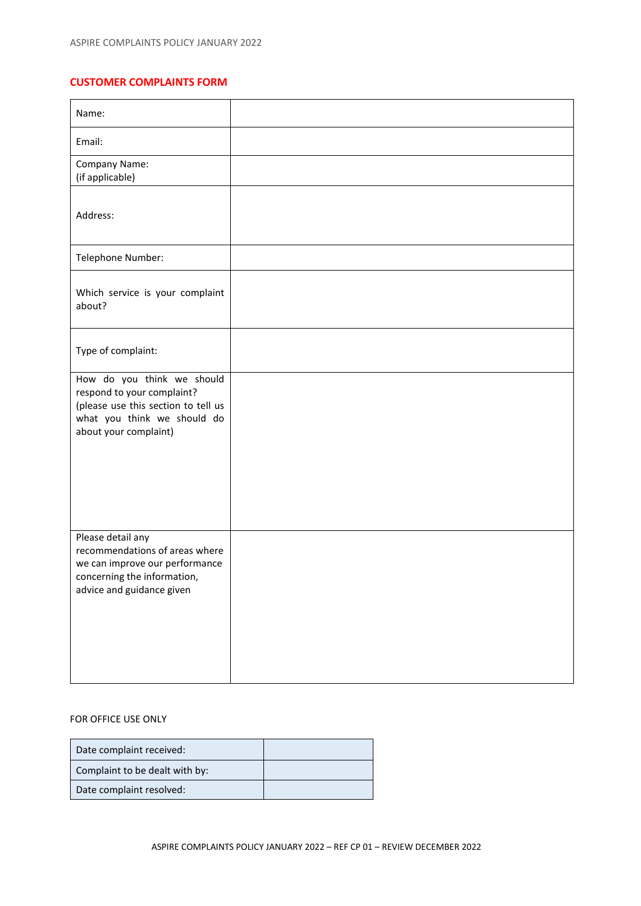## CUSTOMER COMPLAINTS FORM

| | |
|---|---|
| Name: | |
| Email: | |
| Company Name: (if applicable) | |
| Address: | |
| Telephone Number: | |
| Which service is your complaint about? | |
| Type of complaint: | |
| How do you think we should respond to your complaint? (please use this section to tell us what you think we should do about your complaint) | |
| Please detail any recommendations of areas where we can improve our performance concerning the information, advice and guidance given | |

FOR OFFICE USE ONLY

| | |
|---|---|
| Date complaint received: | |
| Complaint to be dealt with by: | |
| Date complaint resolved: | |